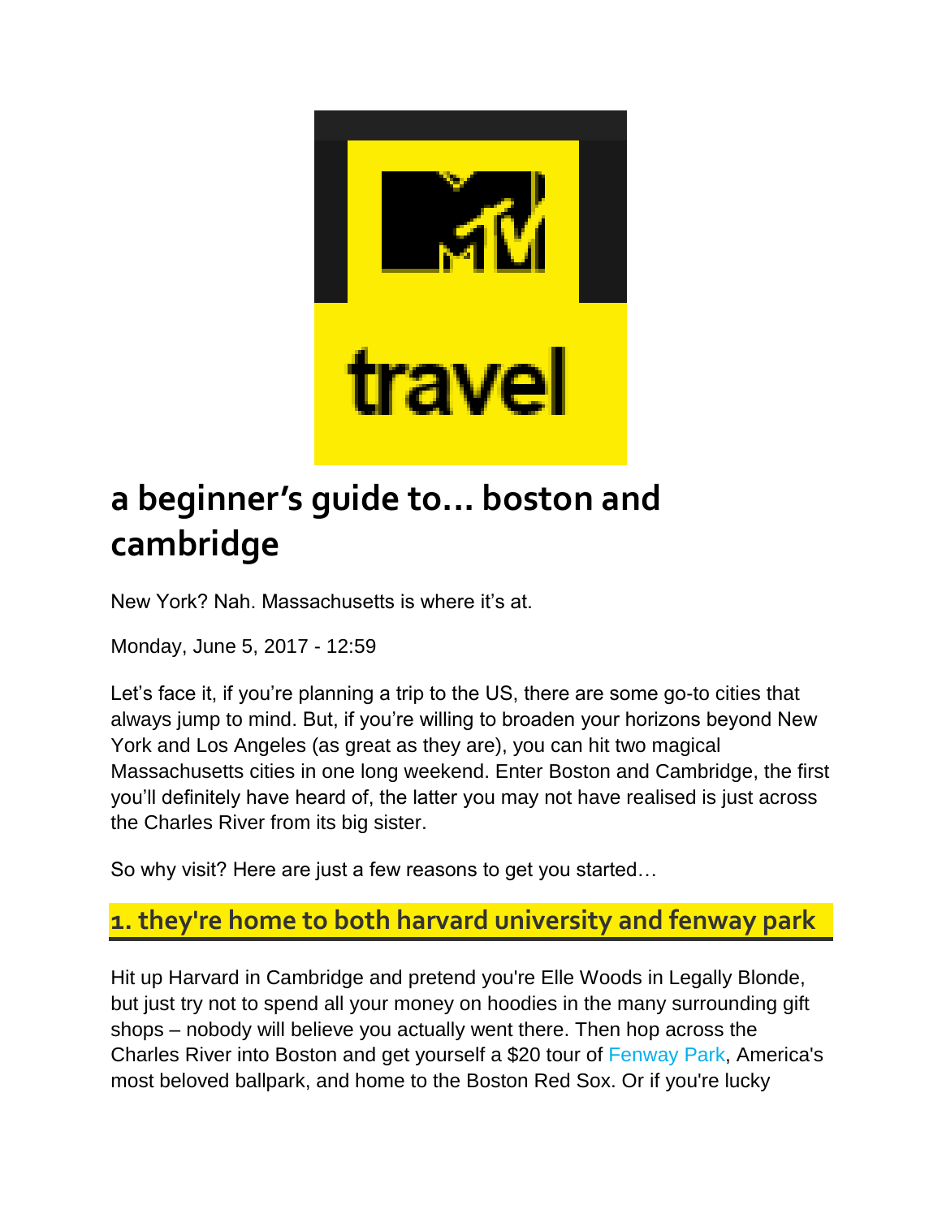# a beginner's guide to... boston and cambridge

New York? Nah. Massachusetts is where it's at.

Monday, June 5, 2017 - 12:59

Let's face it, if you're planning a trip to the US, there are some go-to cities that always jump to mind. But, if you're willing to broaden your horizons beyond New York and Los Angeles (as great as they are), you can hit two magical Massachusetts cities in one long weekend. Enter Boston and Cambridge, the first you'll definitely have heard of, the latter you may not have realised is just across the Charles River from its big sister.

So why visit? Here are just a few reasons to get you started…

## 1. they're home to both harvard university and fenway park

Hit up Harvard in Cambridge and pretend you're Elle Woods in Legally Blonde, but just try not to spend all your money on hoodies in the many surrounding gift shops – nobody will believe you actually went there. Then hop across the Charles River into Boston and get yourself a $20 tour of Fenway Park, America's most beloved ballpark, and home to the Boston Red Sox. Or if you're lucky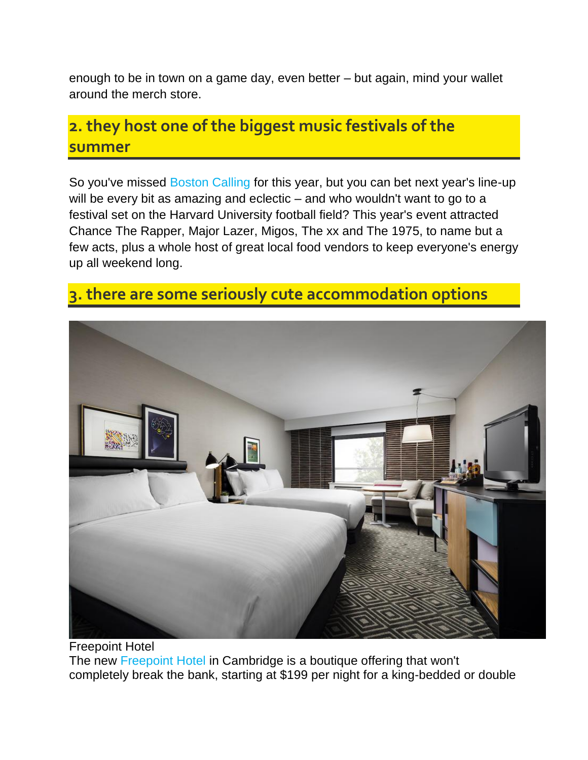enough to be in town on a game day, even better – but again, mind your wallet around the merch store.

## 2. they host one of the biggest music festivals of the summer

So you've missed Boston Calling for this year, but you can bet next year's line-up will be every bit as amazing and eclectic – and who wouldn't want to go to a festival set on the Harvard University football field? This year's event attracted Chance The Rapper, Major Lazer, Migos, The xx and The 1975, to name but a few acts, plus a whole host of great local food vendors to keep everyone's energy up all weekend long.

## 3. there are some seriously cute accommodation options

Freepoint Hotel

The new Freepoint Hotel in Cambridge is a boutique offering that won't completely break the bank, starting at $199 per night for a king-bedded or double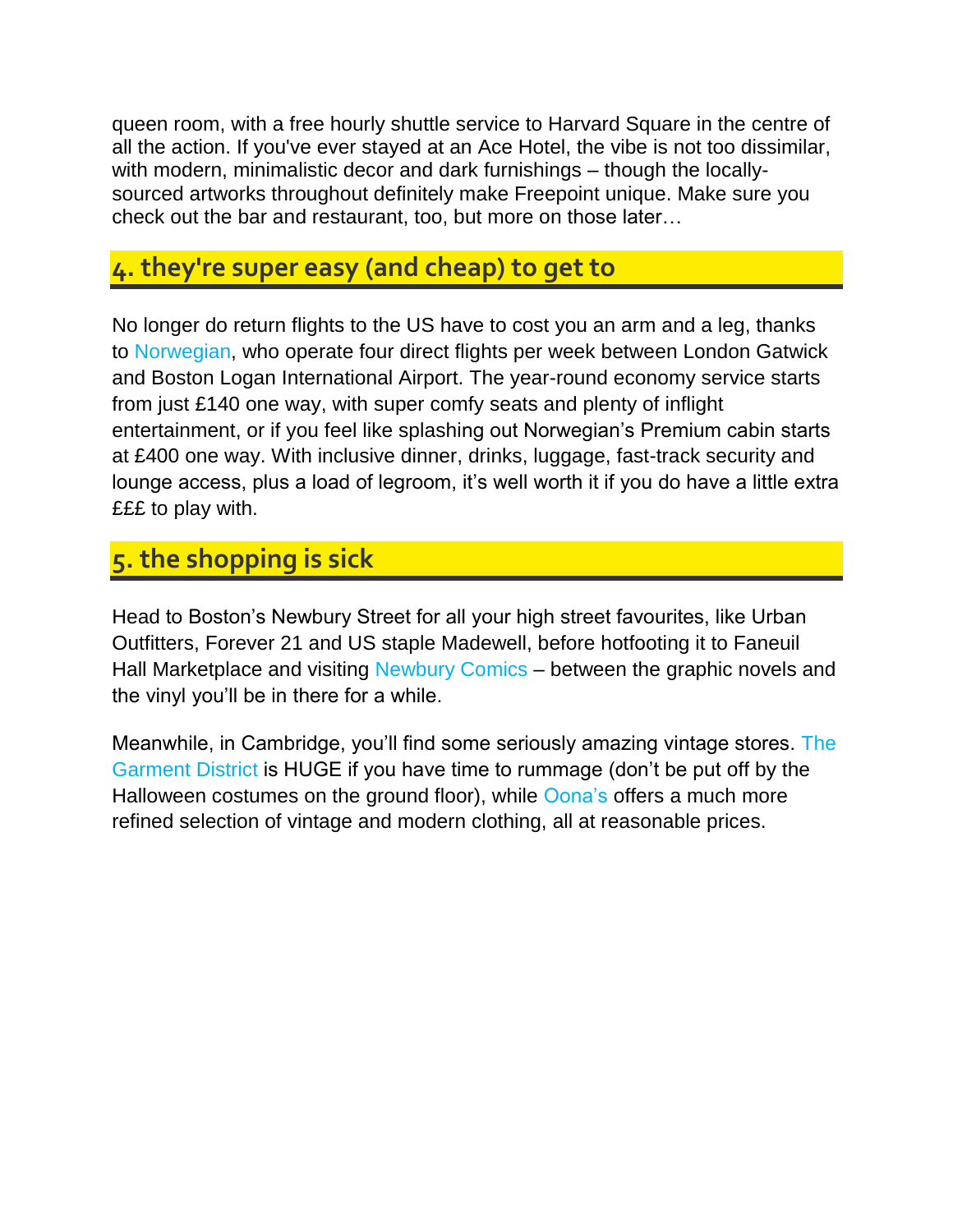queen room, with a free hourly shuttle service to Harvard Square in the centre of all the action. If you've ever stayed at an Ace Hotel, the vibe is not too dissimilar, with modern, minimalistic decor and dark furnishings – though the locally-sourced artworks throughout definitely make Freepoint unique. Make sure you check out the bar and restaurant, too, but more on those later…

## 4. they're super easy (and cheap) to get to

No longer do return flights to the US have to cost you an arm and a leg, thanks to Norwegian, who operate four direct flights per week between London Gatwick and Boston Logan International Airport. The year-round economy service starts from just £140 one way, with super comfy seats and plenty of inflight entertainment, or if you feel like splashing out Norwegian's Premium cabin starts at £400 one way. With inclusive dinner, drinks, luggage, fast-track security and lounge access, plus a load of legroom, it's well worth it if you do have a little extra £££ to play with.

## 5. the shopping is sick

Head to Boston's Newbury Street for all your high street favourites, like Urban Outfitters, Forever 21 and US staple Madewell, before hotfooting it to Faneuil Hall Marketplace and visiting Newbury Comics – between the graphic novels and the vinyl you'll be in there for a while.

Meanwhile, in Cambridge, you'll find some seriously amazing vintage stores. The Garment District is HUGE if you have time to rummage (don't be put off by the Halloween costumes on the ground floor), while Oona's offers a much more refined selection of vintage and modern clothing, all at reasonable prices.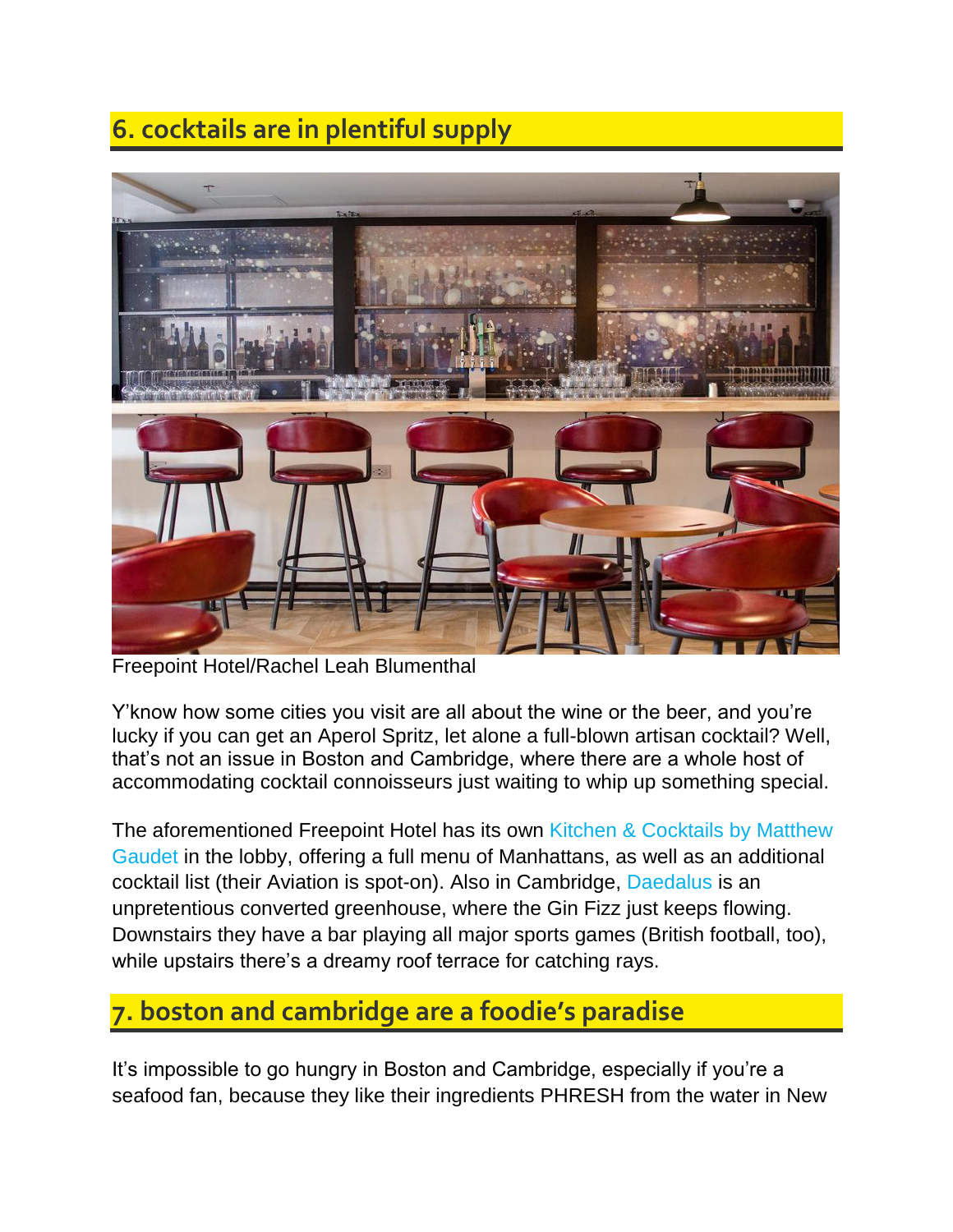## 6. cocktails are in plentiful supply

Freepoint Hotel/Rachel Leah Blumenthal

Y'know how some cities you visit are all about the wine or the beer, and you're lucky if you can get an Aperol Spritz, let alone a full-blown artisan cocktail? Well, that's not an issue in Boston and Cambridge, where there are a whole host of accommodating cocktail connoisseurs just waiting to whip up something special.

The aforementioned Freepoint Hotel has its own Kitchen & Cocktails by Matthew Gaudet in the lobby, offering a full menu of Manhattans, as well as an additional cocktail list (their Aviation is spot-on). Also in Cambridge, Daedalus is an unpretentious converted greenhouse, where the Gin Fizz just keeps flowing. Downstairs they have a bar playing all major sports games (British football, too), while upstairs there's a dreamy roof terrace for catching rays.

## 7. boston and cambridge are a foodie's paradise

It's impossible to go hungry in Boston and Cambridge, especially if you're a seafood fan, because they like their ingredients PHRESH from the water in New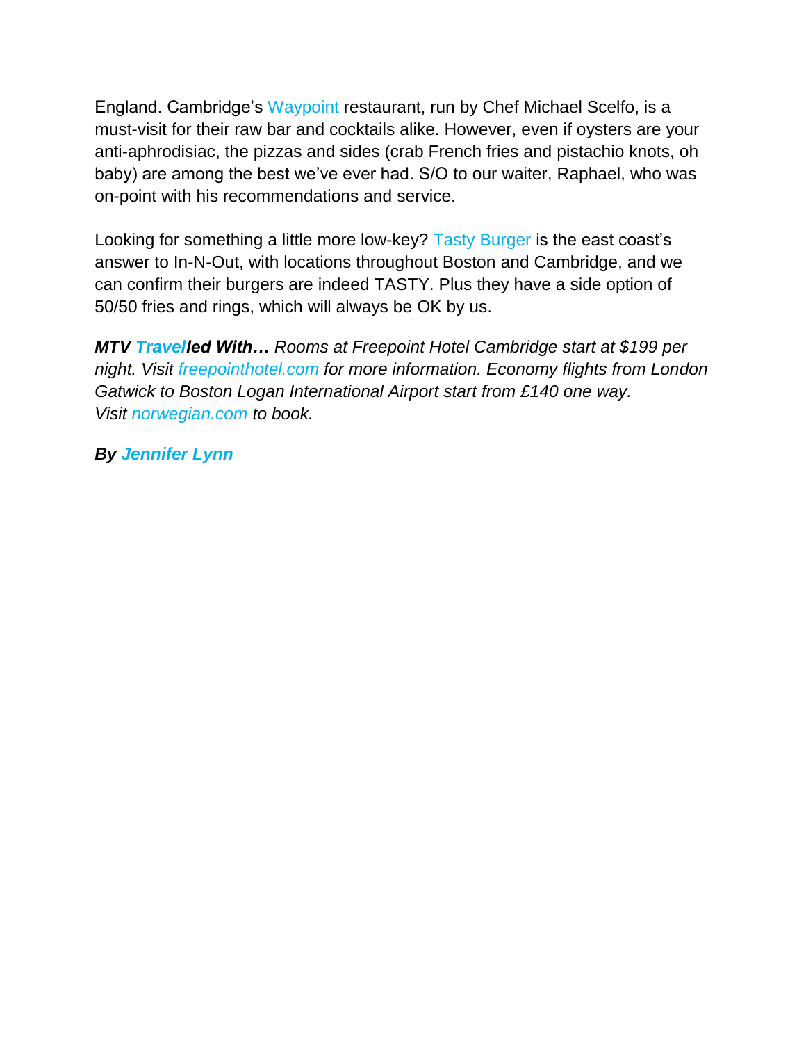England. Cambridge's Waypoint restaurant, run by Chef Michael Scelfo, is a must-visit for their raw bar and cocktails alike. However, even if oysters are your anti-aphrodisiac, the pizzas and sides (crab French fries and pistachio knots, oh baby) are among the best we've ever had. S/O to our waiter, Raphael, who was on-point with his recommendations and service.

Looking for something a little more low-key? Tasty Burger is the east coast's answer to In-N-Out, with locations throughout Boston and Cambridge, and we can confirm their burgers are indeed TASTY. Plus they have a side option of 50/50 fries and rings, which will always be OK by us.

***MTV Travelled With…*** *Rooms at Freepoint Hotel Cambridge start at $199 per night. Visit freepointhotel.com for more information. Economy flights from London Gatwick to Boston Logan International Airport start from £140 one way. Visit norwegian.com to book.*

***By Jennifer Lynn***